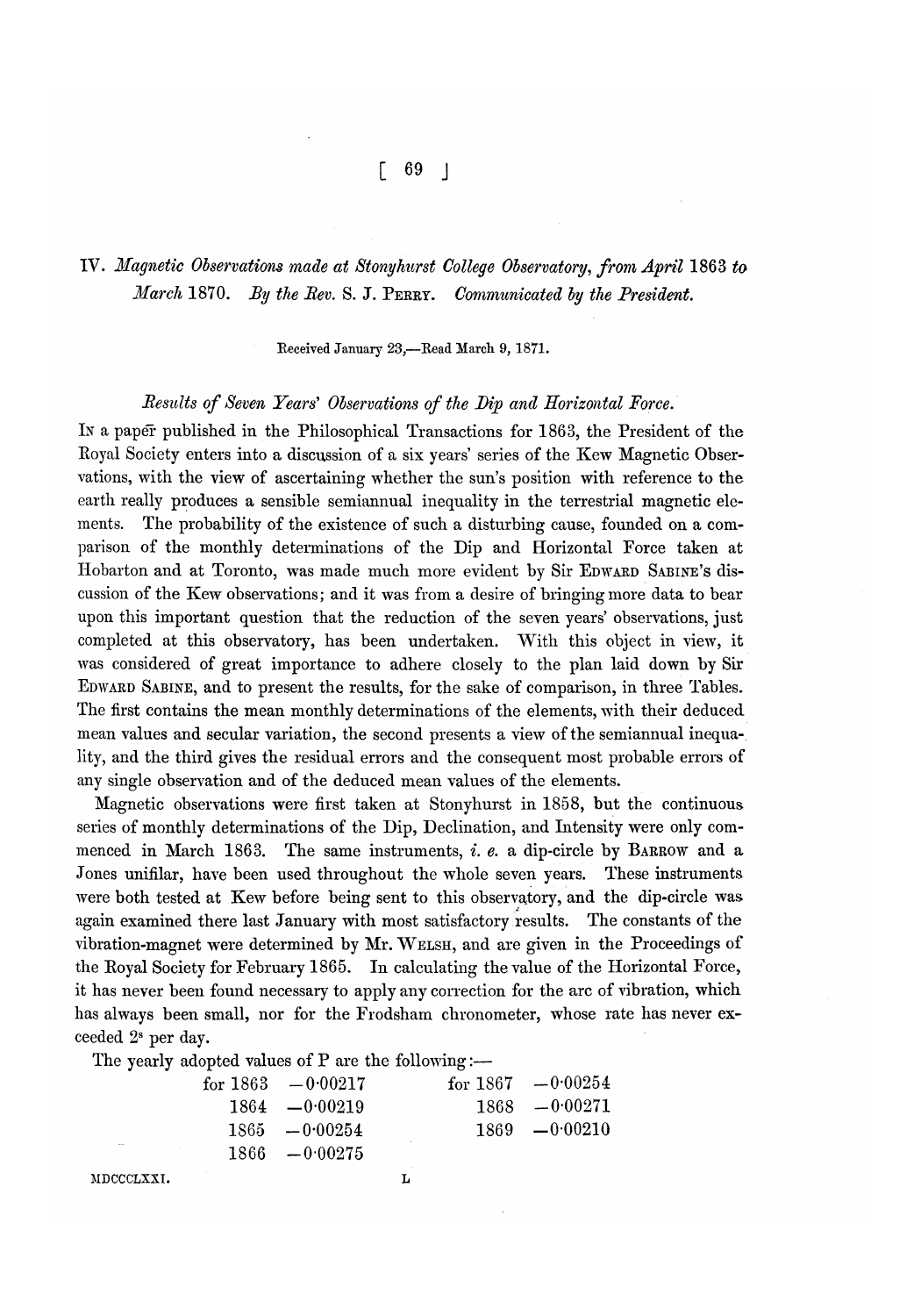# IV. *Magnetic Observations made at Stonyhurst College Observatory, from April* 1863 *to March* 1870. *By the Rev.* S. J. PERRY. *Communicated by the President.*

Received January 23,—Read March 9, 1871.

## *Results of Seven Years' Observations of the Dip and Horizontal Force.*

IN a paper published in the Philosophical Transactions for 1863, the President of the Royal Society enters into a discussion of a six years' series of the Kew Magnetic Observations, with the view of ascertaining whether the sun's position with reference to the earth really produces a sensible semiannual inequality in the terrestrial magnetic elements. The probability of the existence of such a disturbing cause, founded on a comparison of the monthly determinations of the Dip and Horizontal Force taken at Hobarton and at Toronto, was made much more evident by Sir EDWARD SABINE'S discussion of the Kew observations; and it was from a desire of bringing more data to bear upon this important question that the reduction of the seven years' observations, just completed at this observatory, has been undertaken. With this object in view, it was considered of great importance to adhere closely to the plan laid down by Sir EDWARD SABINE, and to present the results, for the sake of comparison, in three Tables. The first contains the mean monthly determinations of the elements, with their deduced mean values and secular variation, the second presents a view of the semiannual inequality, and the third gives the residual errors and the consequent most probable errors of any single observation and of the deduced mean values of the elements.

Magnetic observations were first taken at Stonyhurst in 1858, but the continuous series of monthly determinations of the Dip, Declination, and Intensity were only commenced in March 1863. The same instruments, *i. e.* a dip-circle by BARROW and a Jones unifilar, have been used throughout the whole seven years. These instruments were both tested at Kew before being sent to this observatory, and the dip-circle was again examined there last January with most satisfactory results. The constants of the vibration-magnet were determined by Mr. WELSH, and are given in the Proceedings of the Royal Society for February 1865. In calculating the value of the Horizontal Force, it has never been found necessary to apply any correction for the arc of vibration, which has always been small, nor for the Frodsham chronometer, whose rate has never exceeded $2^s$ per day.

The yearly adopted values of P are the following:—

| | | | |
|---|---|---|---|
| for 1863 | $-0·00217$ | for 1867 | $-0·00254$ |
| 1864 | $-0·00219$ | 1868 | $-0·00271$ |
| 1865 | $-0·00254$ | 1869 | $-0·00210$ |
| 1866 | $-0·00275$ | | |

MDCCCLXXI.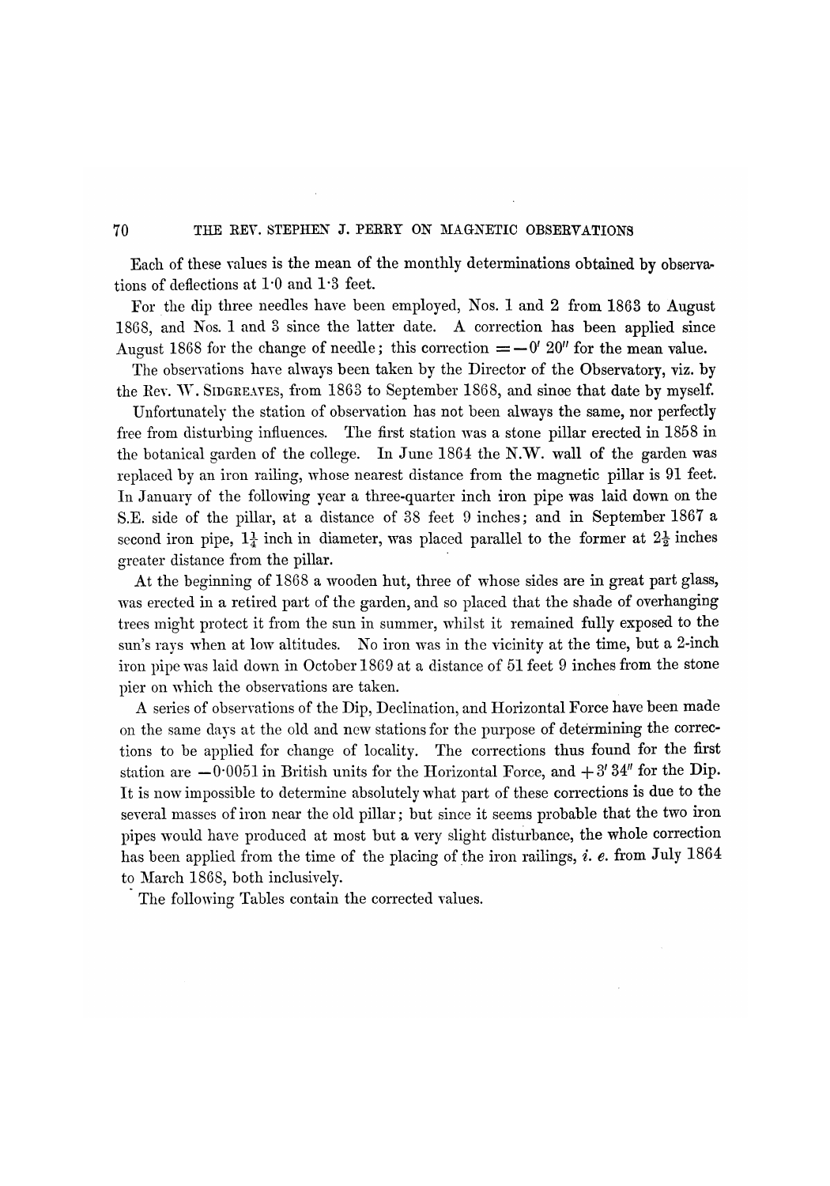Each of these values is the mean of the monthly determinations obtained by observations of deflections at 1·0 and 1·3 feet.

For the dip three needles have been employed, Nos. 1 and 2 from 1863 to August 1868, and Nos. 1 and 3 since the latter date. A correction has been applied since August 1868 for the change of needle; this correction $= -0' \, 20''$ for the mean value.

The observations have always been taken by the Director of the Observatory, viz. by the Rev. W. SIDGREAVES, from 1863 to September 1868, and since that date by myself.

Unfortunately the station of observation has not been always the same, nor perfectly free from disturbing influences. The first station was a stone pillar erected in 1858 in the botanical garden of the college. In June 1864 the N.W. wall of the garden was replaced by an iron railing, whose nearest distance from the magnetic pillar is 91 feet. In January of the following year a three-quarter inch iron pipe was laid down on the S.E. side of the pillar, at a distance of 38 feet 9 inches; and in September 1867 a second iron pipe, $1\frac{1}{4}$ inch in diameter, was placed parallel to the former at $2\frac{1}{2}$ inches greater distance from the pillar.

At the beginning of 1868 a wooden hut, three of whose sides are in great part glass, was erected in a retired part of the garden, and so placed that the shade of overhanging trees might protect it from the sun in summer, whilst it remained fully exposed to the sun's rays when at low altitudes. No iron was in the vicinity at the time, but a 2-inch iron pipe was laid down in October 1869 at a distance of 51 feet 9 inches from the stone pier on which the observations are taken.

A series of observations of the Dip, Declination, and Horizontal Force have been made on the same days at the old and new stations for the purpose of determining the corrections to be applied for change of locality. The corrections thus found for the first station are $-0{\cdot}0051$ in British units for the Horizontal Force, and $+3' \, 34''$ for the Dip. It is now impossible to determine absolutely what part of these corrections is due to the several masses of iron near the old pillar; but since it seems probable that the two iron pipes would have produced at most but a very slight disturbance, the whole correction has been applied from the time of the placing of the iron railings, *i. e.* from July 1864 to March 1868, both inclusively.

The following Tables contain the corrected values.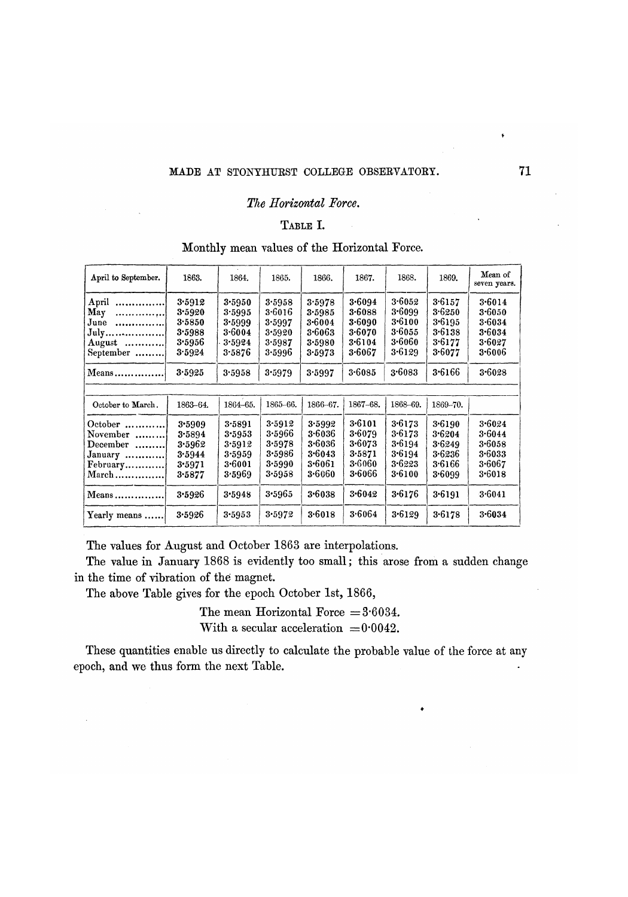## The Horizontal Force.

### Table I.

Monthly mean values of the Horizontal Force.

| April to September. | 1863. | 1864. | 1865. | 1866. | 1867. | 1868. | 1869. | Mean of seven years. |
|---|---|---|---|---|---|---|---|---|
| April | 3·5912 | 3·5950 | 3·5958 | 3·5978 | 3·6094 | 3·6052 | 3·6157 | 3·6014 |
| May | 3·5920 | 3·5995 | 3·6016 | 3·5985 | 3·6088 | 3·6099 | 3·6250 | 3·6050 |
| June | 3·5850 | 3·5999 | 3·5997 | 3·6004 | 3·6090 | 3·6100 | 3·6195 | 3·6034 |
| July | 3·5988 | 3·6004 | 3·5920 | 3·6063 | 3·6070 | 3·6055 | 3·6138 | 3·6034 |
| August | 3·5956 | 3·5924 | 3·5987 | 3·5980 | 3·6104 | 3·6060 | 3·6177 | 3·6027 |
| September | 3·5924 | 3·5876 | 3·5996 | 3·5973 | 3·6067 | 3·6129 | 3·6077 | 3·6006 |
| Means | 3·5925 | 3·5958 | 3·5979 | 3·5997 | 3·6085 | 3·6083 | 3·6166 | 3·6028 |
| **October to March.** | **1863–64.** | **1864–65.** | **1865–66.** | **1866–67.** | **1867–68.** | **1868–69.** | **1869–70.** | |
| October | 3·5909 | 3·5891 | 3·5912 | 3·5992 | 3·6101 | 3·6173 | 3·6190 | 3·6024 |
| November | 3·5894 | 3·5953 | 3·5966 | 3·6036 | 3·6079 | 3·6173 | 3·6204 | 3·6044 |
| December | 3·5962 | 3·5912 | 3·5978 | 3·6036 | 3·6073 | 3·6194 | 3·6249 | 3·6058 |
| January | 3·5944 | 3·5959 | 3·5986 | 3·6043 | 3·5871 | 3·6194 | 3·6236 | 3·6033 |
| February | 3·5971 | 3·6001 | 3·5990 | 3·6061 | 3·6060 | 3·6223 | 3·6166 | 3·6067 |
| March | 3·5877 | 3·5969 | 3·5958 | 3·6060 | 3·6066 | 3·6100 | 3·6099 | 3·6018 |
| Means | 3·5926 | 3·5948 | 3·5965 | 3·6038 | 3·6042 | 3·6176 | 3·6191 | 3·6041 |
| Yearly means | 3·5926 | 3·5953 | 3·5972 | 3·6018 | 3·6064 | 3·6129 | 3·6178 | 3·6034 |

The values for August and October 1863 are interpolations.

The value in January 1868 is evidently too small; this arose from a sudden change in the time of vibration of the magnet.

The above Table gives for the epoch October 1st, 1866,

The mean Horizontal Force $=3·6034$.
With a secular acceleration $=0·0042$.

These quantities enable us directly to calculate the probable value of the force at any epoch, and we thus form the next Table.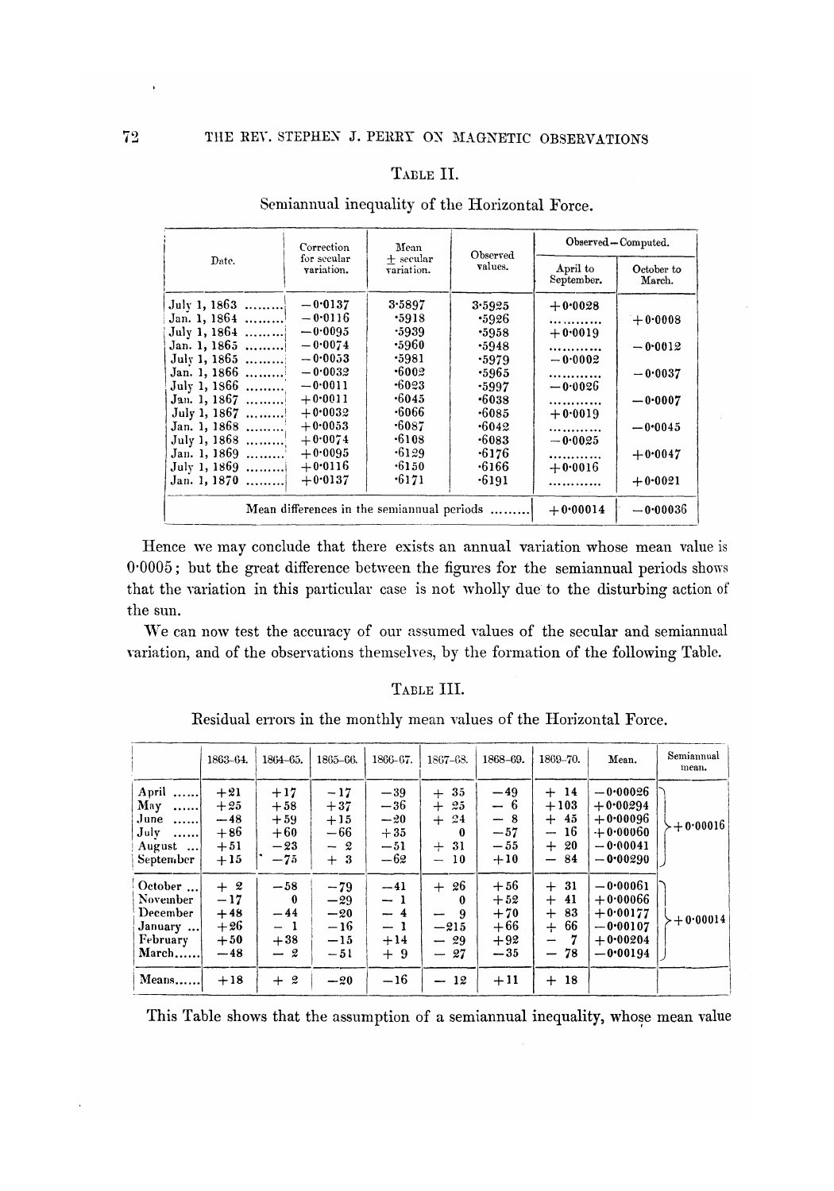### Table II.

Semiannual inequality of the Horizontal Force.

| Date. | Correction for secular variation. | Mean ± secular variation. | Observed values. | Observed – Computed. | |
|---|---|---|---|---|---|
| | | | | April to September. | October to March. |
| July 1, 1863 ......... | −0·0137 | 3·5897 | 3·5925 | +0·0028 | |
| Jan. 1, 1864 ......... | −0·0116 | ·5918 | ·5926 | ........... | +0·0008 |
| July 1, 1864 ......... | −0·0095 | ·5939 | ·5958 | +0·0019 | |
| Jan. 1, 1865 ......... | −0·0074 | ·5960 | ·5948 | ........... | −0·0012 |
| July 1, 1865 ......... | −0·0053 | ·5981 | ·5979 | −0·0002 | |
| Jan. 1, 1866 ......... | −0·0032 | ·6002 | ·5965 | ........... | −0·0037 |
| July 1, 1866 ......... | −0·0011 | ·6023 | ·5997 | −0·0026 | |
| Jan. 1, 1867 ......... | +0·0011 | ·6045 | ·6038 | ........... | −0·0007 |
| July 1, 1867 ......... | +0·0032 | ·6066 | ·6085 | +0·0019 | |
| Jan. 1, 1868 ......... | +0·0053 | ·6087 | ·6042 | ........... | −0·0045 |
| July 1, 1868 ......... | +0·0074 | ·6108 | ·6083 | −0·0025 | |
| Jan. 1, 1869 ......... | +0·0095 | ·6129 | ·6176 | ........... | +0·0047 |
| July 1, 1869 ......... | +0·0116 | ·6150 | ·6166 | +0·0016 | |
| Jan. 1, 1870 ......... | +0·0137 | ·6171 | ·6191 | ........... | +0·0021 |
| Mean differences in the semiannual periods ......... | | | | +0·00014 | −0·00036 |

Hence we may conclude that there exists an annual variation whose mean value is 0·0005; but the great difference between the figures for the semiannual periods shows that the variation in this particular case is not wholly due to the disturbing action of the sun.

We can now test the accuracy of our assumed values of the secular and semiannual variation, and of the observations themselves, by the formation of the following Table.

### Table III.

Residual errors in the monthly mean values of the Horizontal Force.

| | 1863–64. | 1864–65. | 1865–66. | 1866–67. | 1867–68. | 1868–69. | 1869–70. | Mean. | Semiannual mean. |
|---|---|---|---|---|---|---|---|---|---|
| April ...... | +21 | +17 | −17 | −39 | + 35 | −49 | + 14 | −0·00026 | +0·00016 |
| May ...... | +25 | +58 | +37 | −36 | + 25 | − 6 | +103 | +0·00294 | |
| June ...... | −48 | +59 | +15 | −20 | + 24 | − 8 | + 45 | +0·00096 | |
| July ...... | +86 | +60 | −66 | +35 | 0 | −57 | − 16 | +0·00060 | |
| August ... | +51 | −23 | − 2 | −51 | + 31 | −55 | + 20 | −0·00041 | |
| September | +15 | −75 | + 3 | −62 | − 10 | +10 | − 84 | −0·00290 | |
| October ... | + 2 | −58 | −79 | −41 | + 26 | +56 | + 31 | −0·00061 | +0·00014 |
| November | −17 | 0 | −29 | − 1 | 0 | +52 | + 41 | +0·00066 | |
| December | +48 | −44 | −20 | − 4 | − 9 | +70 | + 83 | +0·00177 | |
| January ... | +26 | − 1 | −16 | − 1 | −215 | +66 | + 66 | −0·00107 | |
| February | +50 | +38 | −15 | +14 | − 29 | +92 | − 7 | +0·00204 | |
| March...... | −48 | − 2 | −51 | + 9 | − 27 | −35 | − 78 | −0·00194 | |
| Means...... | +18 | + 2 | −20 | −16 | − 12 | +11 | + 18 | | |

This Table shows that the assumption of a semiannual inequality, whose mean value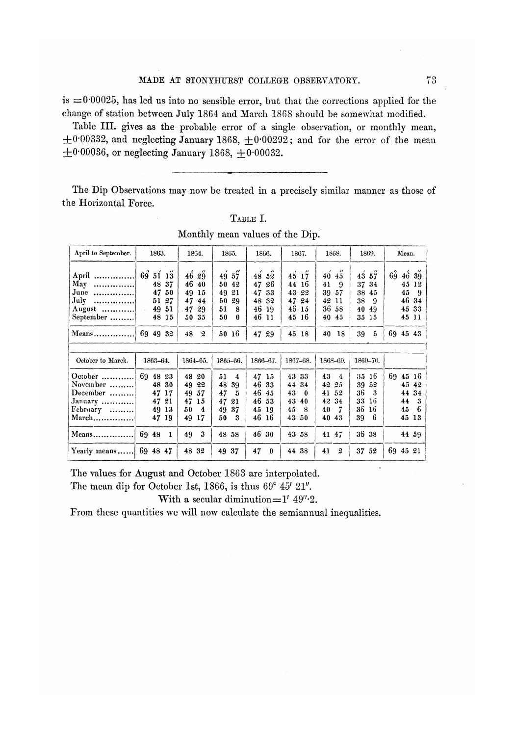is $=0\cdot00025$, has led us into no sensible error, but that the corrections applied for the change of station between July 1864 and March 1868 should be somewhat modified.

Table III. gives as the probable error of a single observation, or monthly mean, $\pm0\cdot00332$, and neglecting January 1868, $\pm0\cdot00292$; and for the error of the mean $\pm0\cdot00036$, or neglecting January 1868, $\pm0\cdot00032$.

---

The Dip Observations may now be treated in a precisely similar manner as those of the Horizontal Force.

TABLE I.

Monthly mean values of the Dip.

| April to September. | 1863. | 1864. | 1865. | 1866. | 1867. | 1868. | 1869. | Mean. |
|---|---|---|---|---|---|---|---|---|
| April | 69° 51′ 13″ | 46′ 29″ | 49′ 57″ | 48′ 52″ | 45′ 17″ | 40′ 45″ | 43′ 57″ | 69° 46′ 39″ |
| May | 48 37 | 46 40 | 50 42 | 47 26 | 44 16 | 41 9 | 37 34 | 45 12 |
| June | 47 50 | 49 15 | 49 21 | 47 33 | 43 22 | 39 57 | 38 45 | 45 9 |
| July | 51 27 | 47 44 | 50 29 | 48 32 | 47 24 | 42 11 | 38 9 | 46 34 |
| August | 49 51 | 47 29 | 51 8 | 46 19 | 46 15 | 36 58 | 40 49 | 45 33 |
| September | 48 15 | 50 35 | 50 0 | 46 11 | 45 16 | 40 45 | 35 15 | 45 11 |
| Means | 69 49 32 | 48 2 | 50 16 | 47 29 | 45 18 | 40 18 | 39 5 | 69 45 43 |
| October to March. | 1863–64. | 1864–65. | 1865–66. | 1866–67. | 1867–68. | 1868–69. | 1869–70. | |
| October | 69 48 23 | 48 20 | 51 4 | 47 15 | 43 33 | 43 4 | 35 16 | 69 45 16 |
| November | 48 30 | 49 22 | 48 39 | 46 33 | 44 34 | 42 25 | 39 52 | 45 42 |
| December | 47 17 | 49 57 | 47 5 | 46 45 | 43 0 | 41 52 | 36 3 | 44 34 |
| January | 47 21 | 47 15 | 47 21 | 46 53 | 43 40 | 42 34 | 33 16 | 44 3 |
| February | 49 13 | 50 4 | 49 37 | 45 19 | 45 8 | 40 7 | 36 16 | 45 6 |
| March | 47 19 | 49 17 | 50 3 | 46 16 | 43 50 | 40 43 | 39 6 | 45 13 |
| Means | 69 48 1 | 49 3 | 48 58 | 46 30 | 43 58 | 41 47 | 36 38 | 44 59 |
| Yearly means | 69 48 47 | 48 32 | 49 37 | 47 0 | 44 38 | 41 2 | 37 52 | 69 45 21 |

The values for August and October 1863 are interpolated.

The mean dip for October 1st, 1866, is thus 69° 45′ 21″.

With a secular diminution$=1' \, 49''\cdot2$.

From these quantities we will now calculate the semiannual inequalities.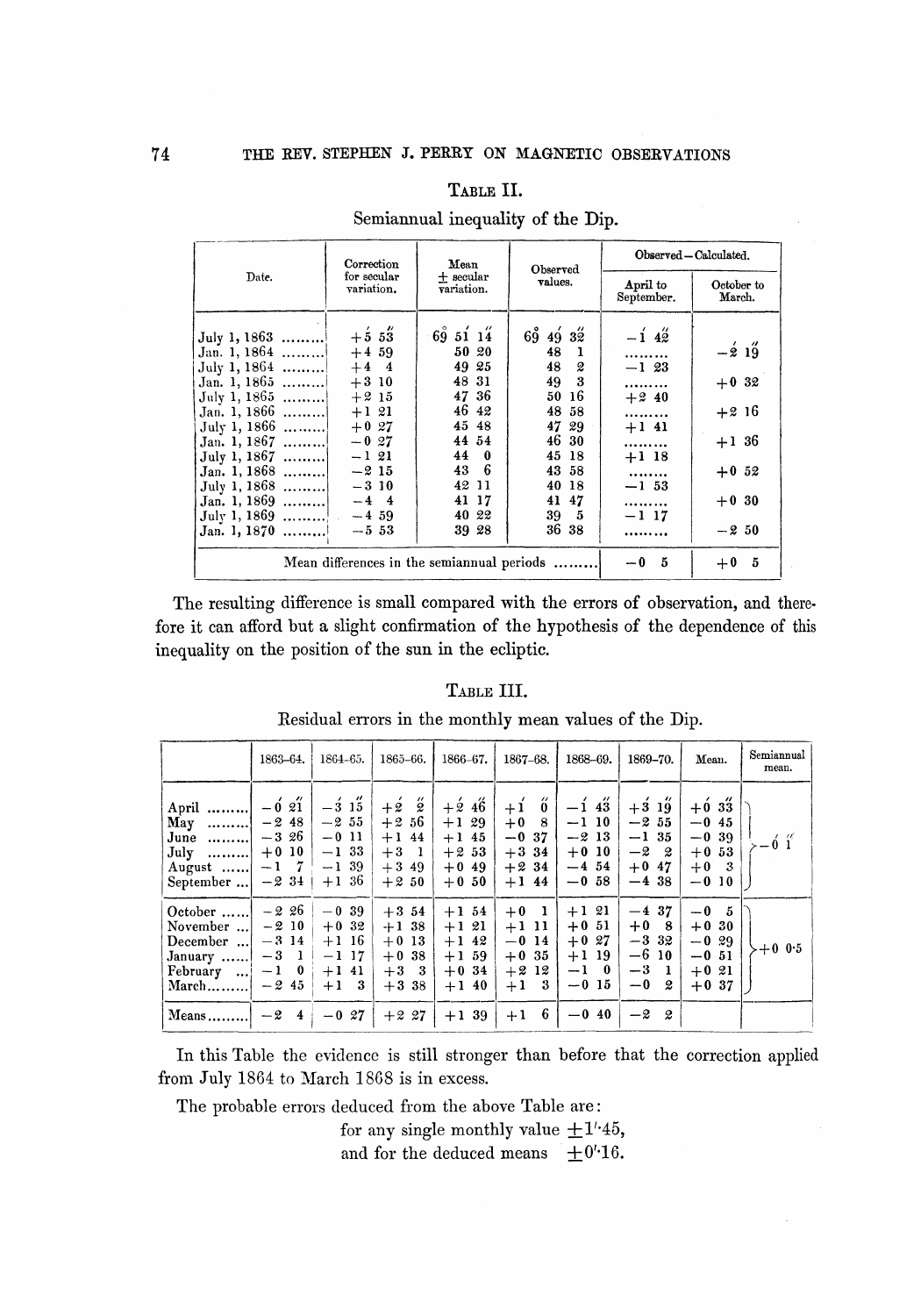### Table II.

Semiannual inequality of the Dip.

| Date. | Correction for secular variation. | Mean ± secular variation. | Observed values. | Observed – Calculated. | |
|---|---|---|---|---|---|
| | | | | April to September. | October to March. |
| July 1, 1863 ......... | +5 53″ | 69° 51′ 14″ | 69° 49′ 32″ | −1′ 42″ | |
| Jan. 1, 1864 ......... | +4 59 | 50 20 | 48 1 | ......... | −2′ 19″ |
| July 1, 1864 ......... | +4 4 | 49 25 | 48 2 | −1 23 | |
| Jan. 1, 1865 ......... | +3 10 | 48 31 | 49 3 | ......... | +0 32 |
| July 1, 1865 ......... | +2 15 | 47 36 | 50 16 | +2 40 | |
| Jan. 1, 1866 ......... | +1 21 | 46 42 | 48 58 | ......... | +2 16 |
| July 1, 1866 ......... | +0 27 | 45 48 | 47 29 | +1 41 | |
| Jan. 1, 1867 ......... | −0 27 | 44 54 | 46 30 | ......... | +1 36 |
| July 1, 1867 ......... | −1 21 | 44 0 | 45 18 | +1 18 | |
| Jan. 1, 1868 ......... | −2 15 | 43 6 | 43 58 | ......... | +0 52 |
| July 1, 1868 ......... | −3 10 | 42 11 | 40 18 | −1 53 | |
| Jan. 1, 1869 ......... | −4 4 | 41 17 | 41 47 | ......... | +0 30 |
| July 1, 1869 ......... | −4 59 | 40 22 | 39 5 | −1 17 | |
| Jan. 1, 1870 ......... | −5 53 | 39 28 | 36 38 | ......... | −2 50 |
| Mean differences in the semiannual periods ......... | | | | −0 5 | +0 5 |

The resulting difference is small compared with the errors of observation, and therefore it can afford but a slight confirmation of the hypothesis of the dependence of this inequality on the position of the sun in the ecliptic.

### Table III.

Residual errors in the monthly mean values of the Dip.

| | 1863–64. | 1864–65. | 1865–66. | 1866–67. | 1867–68. | 1868–69. | 1869–70. | Mean. | Semiannual mean. |
|---|---|---|---|---|---|---|---|---|---|
| April ......... | −0′ 21″ | −3′ 15″ | +2′ 2″ | +2′ 46″ | +1′ 0″ | −1′ 43″ | +3′ 19″ | +0′ 33″ | |
| May ......... | −2 48 | −2 55 | +2 56 | +1 29 | +0 8 | −1 10 | −2 55 | −0 45 | |
| June ......... | −3 26 | −0 11 | +1 44 | +1 45 | −0 37 | −2 13 | −1 35 | −0 39 | −0′ 1′ |
| July ......... | +0 10 | −1 33 | +3 1 | +2 53 | +3 34 | +0 10 | −2 2 | +0 53 | |
| August ...... | −1 7 | −1 39 | +3 49 | +0 49 | +2 34 | −4 54 | +0 47 | +0 3 | |
| September ... | −2 34 | +1 36 | +2 50 | +0 50 | +1 44 | −0 58 | −4 38 | −0 10 | |
| October ...... | −2 26 | −0 39 | +3 54 | +1 54 | +0 1 | +1 21 | −4 37 | −0 5 | |
| November ... | −2 10 | +0 32 | +1 38 | +1 21 | +1 11 | +0 51 | +0 8 | +0 30 | |
| December ... | −3 14 | +1 16 | +0 13 | +1 42 | −0 14 | +0 27 | −3 32 | −0 29 | +0 0·5 |
| January ...... | −3 1 | −1 17 | +0 38 | +1 59 | +0 35 | +1 19 | −6 10 | −0 51 | |
| February ... | −1 0 | +1 41 | +3 3 | +0 34 | +2 12 | −1 0 | −3 1 | +0 21 | |
| March......... | −2 45 | +1 3 | +3 38 | +1 40 | +1 3 | −0 15 | −0 2 | +0 37 | |
| Means......... | −2 4 | −0 27 | +2 27 | +1 39 | +1 6 | −0 40 | −2 2 | | |

In this Table the evidence is still stronger than before that the correction applied from July 1864 to March 1868 is in excess.

The probable errors deduced from the above Table are:

for any single monthly value $\pm 1'{\cdot}45$,
and for the deduced means $\pm 0'{\cdot}16$.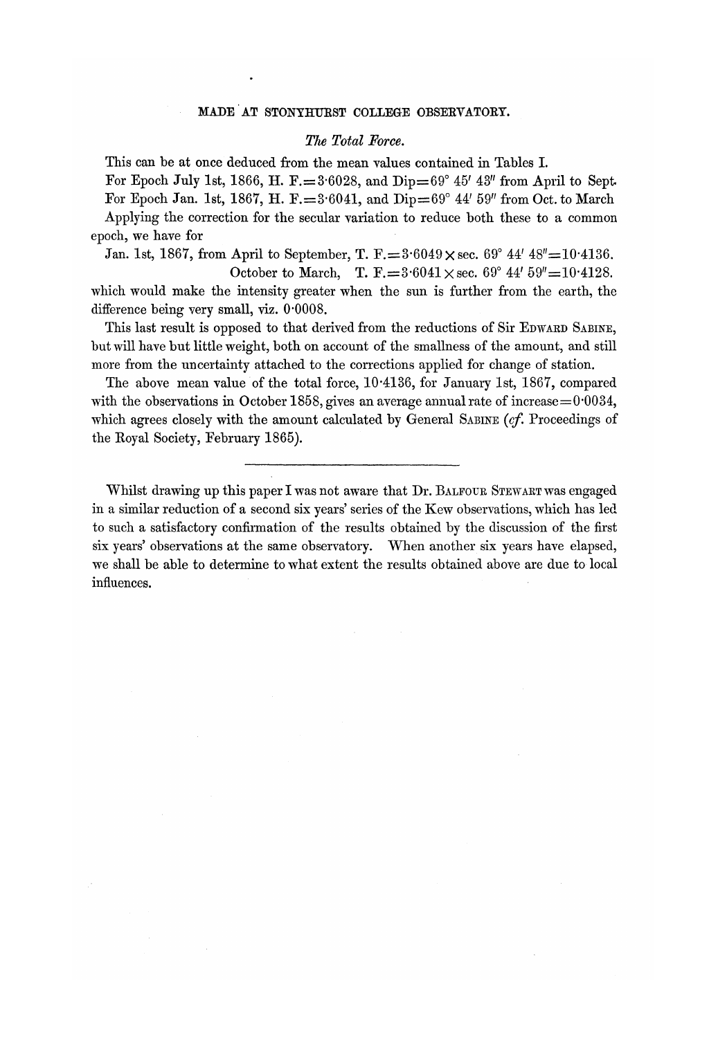### *The Total Force.*

This can be at once deduced from the mean values contained in Tables I.

For Epoch July 1st, 1866, H. F.=3·6028, and Dip=69° 45′ 43″ from April to Sept.

For Epoch Jan. 1st, 1867, H. F.=3·6041, and Dip=69° 44′ 59″ from Oct. to March

Applying the correction for the secular variation to reduce both these to a common epoch, we have for

Jan. 1st, 1867, from April to September, T. F.=3·6049 × sec. 69° 44′ 48″=10·4136.

October to March, T. F.=3·6041 × sec. 69° 44′ 59″=10·4128.

which would make the intensity greater when the sun is further from the earth, the difference being very small, viz. 0·0008.

This last result is opposed to that derived from the reductions of Sir EDWARD SABINE, but will have but little weight, both on account of the smallness of the amount, and still more from the uncertainty attached to the corrections applied for change of station.

The above mean value of the total force, 10·4136, for January 1st, 1867, compared with the observations in October 1858, gives an average annual rate of increase=0·0034, which agrees closely with the amount calculated by General SABINE (*cf.* Proceedings of the Royal Society, February 1865).

---

Whilst drawing up this paper I was not aware that Dr. BALFOUR STEWART was engaged in a similar reduction of a second six years' series of the Kew observations, which has led to such a satisfactory confirmation of the results obtained by the discussion of the first six years' observations at the same observatory. When another six years have elapsed, we shall be able to determine to what extent the results obtained above are due to local influences.